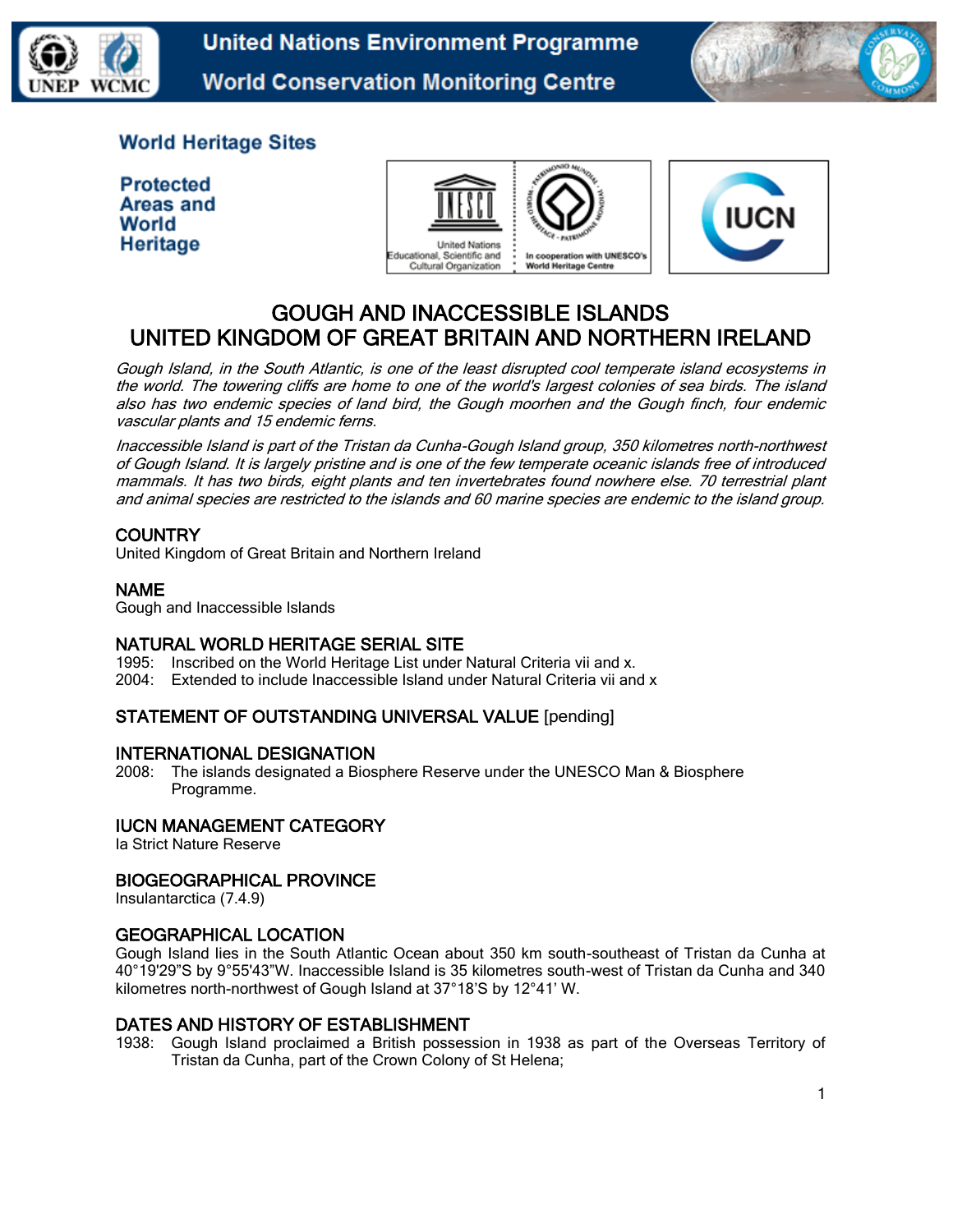United Nations Environment Programme
World Conservation Monitoring Centre

World Heritage Sites

Protected Areas and World Heritage

# GOUGH AND INACCESSIBLE ISLANDS
# UNITED KINGDOM OF GREAT BRITAIN AND NORTHERN IRELAND

*Gough Island, in the South Atlantic, is one of the least disrupted cool temperate island ecosystems in the world. The towering cliffs are home to one of the world's largest colonies of sea birds. The island also has two endemic species of land bird, the Gough moorhen and the Gough finch, four endemic vascular plants and 15 endemic ferns.*

*Inaccessible Island is part of the Tristan da Cunha-Gough Island group, 350 kilometres north-northwest of Gough Island. It is largely pristine and is one of the few temperate oceanic islands free of introduced mammals. It has two birds, eight plants and ten invertebrates found nowhere else. 70 terrestrial plant and animal species are restricted to the islands and 60 marine species are endemic to the island group.*

## COUNTRY
United Kingdom of Great Britain and Northern Ireland

## NAME
Gough and Inaccessible Islands

## NATURAL WORLD HERITAGE SERIAL SITE
1995: Inscribed on the World Heritage List under Natural Criteria vii and x.
2004: Extended to include Inaccessible Island under Natural Criteria vii and x

## STATEMENT OF OUTSTANDING UNIVERSAL VALUE [pending]

## INTERNATIONAL DESIGNATION
2008: The islands designated a Biosphere Reserve under the UNESCO Man & Biosphere Programme.

## IUCN MANAGEMENT CATEGORY
Ia Strict Nature Reserve

## BIOGEOGRAPHICAL PROVINCE
Insulantarctica (7.4.9)

## GEOGRAPHICAL LOCATION
Gough Island lies in the South Atlantic Ocean about 350 km south-southeast of Tristan da Cunha at 40°19'29"S by 9°55'43"W. Inaccessible Island is 35 kilometres south-west of Tristan da Cunha and 340 kilometres north-northwest of Gough Island at 37°18'S by 12°41' W.

## DATES AND HISTORY OF ESTABLISHMENT
1938: Gough Island proclaimed a British possession in 1938 as part of the Overseas Territory of Tristan da Cunha, part of the Crown Colony of St Helena;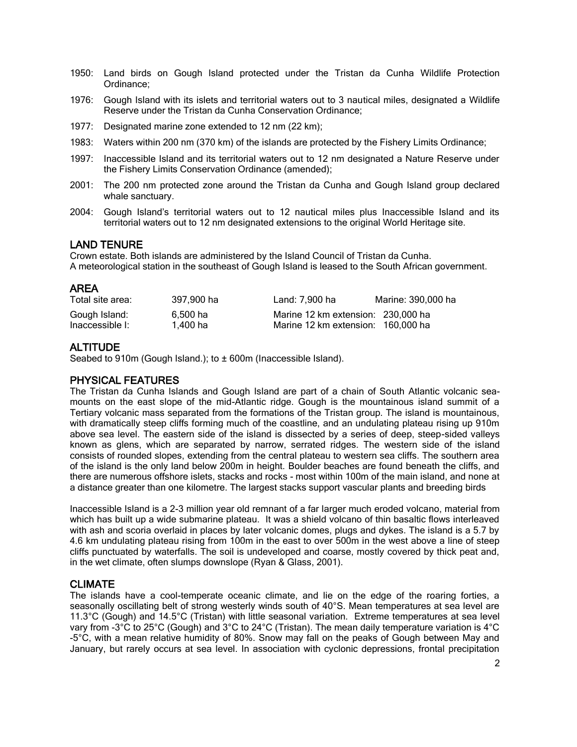1950: Land birds on Gough Island protected under the Tristan da Cunha Wildlife Protection Ordinance;

1976: Gough Island with its islets and territorial waters out to 3 nautical miles, designated a Wildlife Reserve under the Tristan da Cunha Conservation Ordinance;

1977: Designated marine zone extended to 12 nm (22 km);

1983: Waters within 200 nm (370 km) of the islands are protected by the Fishery Limits Ordinance;

1997: Inaccessible Island and its territorial waters out to 12 nm designated a Nature Reserve under the Fishery Limits Conservation Ordinance (amended);

2001: The 200 nm protected zone around the Tristan da Cunha and Gough Island group declared whale sanctuary.

2004: Gough Island's territorial waters out to 12 nautical miles plus Inaccessible Island and its territorial waters out to 12 nm designated extensions to the original World Heritage site.

## LAND TENURE

Crown estate. Both islands are administered by the Island Council of Tristan da Cunha.
A meteorological station in the southeast of Gough Island is leased to the South African government.

## AREA

| | | | |
|---|---|---|---|
| Total site area: | 397,900 ha | Land: 7,900 ha | Marine: 390,000 ha |
| Gough Island: | 6,500 ha | Marine 12 km extension: 230,000 ha | |
| Inaccessible I: | 1,400 ha | Marine 12 km extension: 160,000 ha | |

## ALTITUDE

Seabed to 910m (Gough Island.); to ± 600m (Inaccessible Island).

## PHYSICAL FEATURES

The Tristan da Cunha Islands and Gough Island are part of a chain of South Atlantic volcanic sea-mounts on the east slope of the mid-Atlantic ridge. Gough is the mountainous island summit of a Tertiary volcanic mass separated from the formations of the Tristan group. The island is mountainous, with dramatically steep cliffs forming much of the coastline, and an undulating plateau rising up 910m above sea level. The eastern side of the island is dissected by a series of deep, steep-sided valleys known as glens, which are separated by narrow, serrated ridges. The western side of the island consists of rounded slopes, extending from the central plateau to western sea cliffs. The southern area of the island is the only land below 200m in height. Boulder beaches are found beneath the cliffs, and there are numerous offshore islets, stacks and rocks - most within 100m of the main island, and none at a distance greater than one kilometre. The largest stacks support vascular plants and breeding birds

Inaccessible Island is a 2-3 million year old remnant of a far larger much eroded volcano, material from which has built up a wide submarine plateau. It was a shield volcano of thin basaltic flows interleaved with ash and scoria overlaid in places by later volcanic domes, plugs and dykes. The island is a 5.7 by 4.6 km undulating plateau rising from 100m in the east to over 500m in the west above a line of steep cliffs punctuated by waterfalls. The soil is undeveloped and coarse, mostly covered by thick peat and, in the wet climate, often slumps downslope (Ryan & Glass, 2001).

## CLIMATE

The islands have a cool-temperate oceanic climate, and lie on the edge of the roaring forties, a seasonally oscillating belt of strong westerly winds south of 40°S. Mean temperatures at sea level are 11.3°C (Gough) and 14.5°C (Tristan) with little seasonal variation. Extreme temperatures at sea level vary from -3°C to 25°C (Gough) and 3°C to 24°C (Tristan). The mean daily temperature variation is 4°C -5°C, with a mean relative humidity of 80%. Snow may fall on the peaks of Gough between May and January, but rarely occurs at sea level. In association with cyclonic depressions, frontal precipitation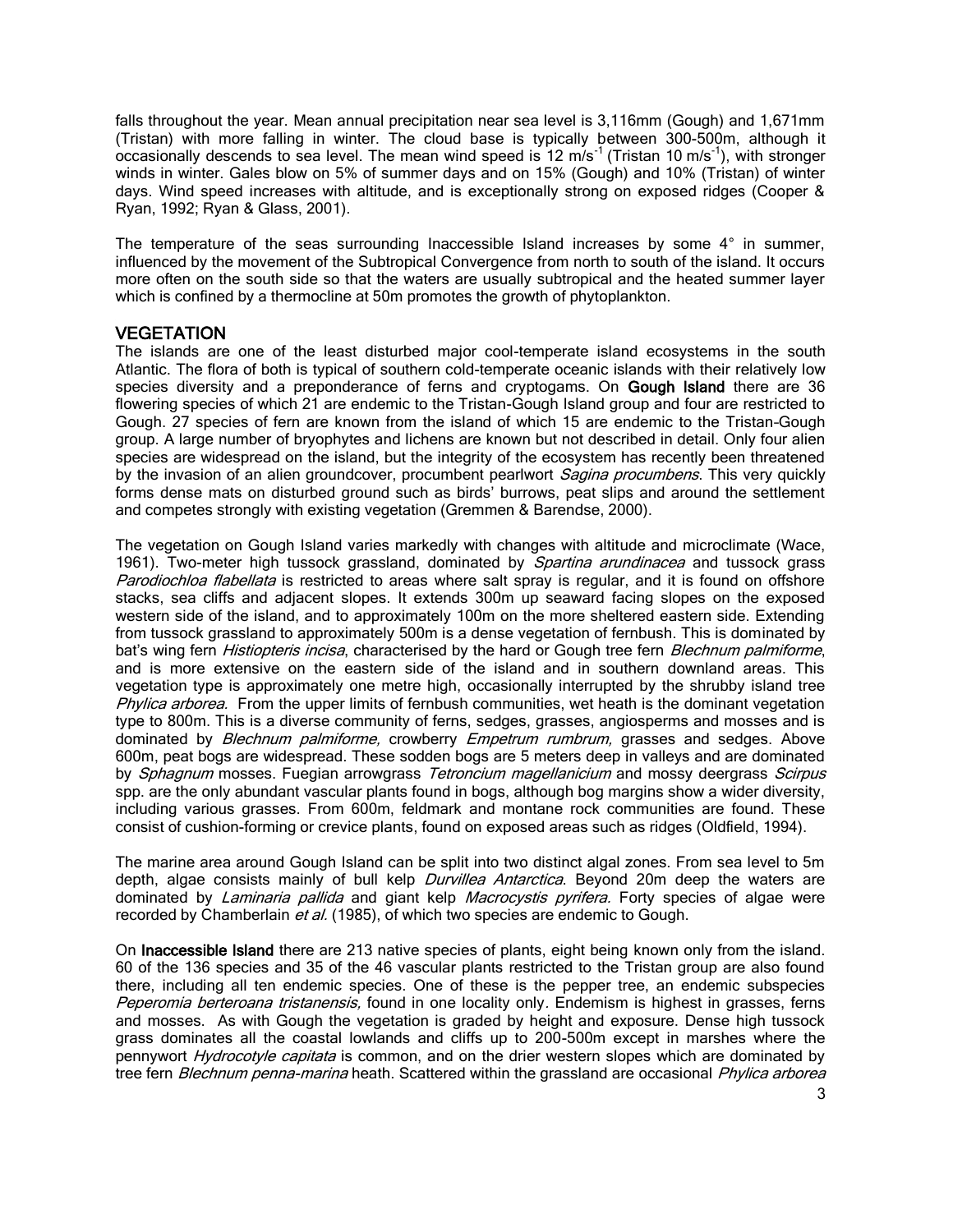falls throughout the year. Mean annual precipitation near sea level is 3,116mm (Gough) and 1,671mm (Tristan) with more falling in winter. The cloud base is typically between 300-500m, although it occasionally descends to sea level. The mean wind speed is 12 $m/s^{-1}$ (Tristan 10 $m/s^{-1}$), with stronger winds in winter. Gales blow on 5% of summer days and on 15% (Gough) and 10% (Tristan) of winter days. Wind speed increases with altitude, and is exceptionally strong on exposed ridges (Cooper & Ryan, 1992; Ryan & Glass, 2001).

The temperature of the seas surrounding Inaccessible Island increases by some 4° in summer, influenced by the movement of the Subtropical Convergence from north to south of the island. It occurs more often on the south side so that the waters are usually subtropical and the heated summer layer which is confined by a thermocline at 50m promotes the growth of phytoplankton.

## VEGETATION

The islands are one of the least disturbed major cool-temperate island ecosystems in the south Atlantic. The flora of both is typical of southern cold-temperate oceanic islands with their relatively low species diversity and a preponderance of ferns and cryptogams. On **Gough Island** there are 36 flowering species of which 21 are endemic to the Tristan-Gough Island group and four are restricted to Gough. 27 species of fern are known from the island of which 15 are endemic to the Tristan-Gough group. A large number of bryophytes and lichens are known but not described in detail. Only four alien species are widespread on the island, but the integrity of the ecosystem has recently been threatened by the invasion of an alien groundcover, procumbent pearlwort *Sagina procumbens*. This very quickly forms dense mats on disturbed ground such as birds' burrows, peat slips and around the settlement and competes strongly with existing vegetation (Gremmen & Barendse, 2000).

The vegetation on Gough Island varies markedly with changes with altitude and microclimate (Wace, 1961). Two-meter high tussock grassland, dominated by *Spartina arundinacea* and tussock grass *Parodiochloa flabellata* is restricted to areas where salt spray is regular, and it is found on offshore stacks, sea cliffs and adjacent slopes. It extends 300m up seaward facing slopes on the exposed western side of the island, and to approximately 100m on the more sheltered eastern side. Extending from tussock grassland to approximately 500m is a dense vegetation of fernbush. This is dominated by bat's wing fern *Histiopteris incisa*, characterised by the hard or Gough tree fern *Blechnum palmiforme*, and is more extensive on the eastern side of the island and in southern downland areas. This vegetation type is approximately one metre high, occasionally interrupted by the shrubby island tree *Phylica arborea*. From the upper limits of fernbush communities, wet heath is the dominant vegetation type to 800m. This is a diverse community of ferns, sedges, grasses, angiosperms and mosses and is dominated by *Blechnum palmiforme,* crowberry *Empetrum rumbrum,* grasses and sedges. Above 600m, peat bogs are widespread. These sodden bogs are 5 meters deep in valleys and are dominated by *Sphagnum* mosses. Fuegian arrowgrass *Tetroncium magellanicium* and mossy deergrass *Scirpus* spp. are the only abundant vascular plants found in bogs, although bog margins show a wider diversity, including various grasses. From 600m, feldmark and montane rock communities are found. These consist of cushion-forming or crevice plants, found on exposed areas such as ridges (Oldfield, 1994).

The marine area around Gough Island can be split into two distinct algal zones. From sea level to 5m depth, algae consists mainly of bull kelp *Durvillea Antarctica*. Beyond 20m deep the waters are dominated by *Laminaria pallida* and giant kelp *Macrocystis pyrifera*. Forty species of algae were recorded by Chamberlain *et al*. (1985), of which two species are endemic to Gough.

On **Inaccessible Island** there are 213 native species of plants, eight being known only from the island. 60 of the 136 species and 35 of the 46 vascular plants restricted to the Tristan group are also found there, including all ten endemic species. One of these is the pepper tree, an endemic subspecies *Peperomia berteroana tristanensis,* found in one locality only. Endemism is highest in grasses, ferns and mosses. As with Gough the vegetation is graded by height and exposure. Dense high tussock grass dominates all the coastal lowlands and cliffs up to 200-500m except in marshes where the pennywort *Hydrocotyle capitata* is common, and on the drier western slopes which are dominated by tree fern *Blechnum penna-marina* heath. Scattered within the grassland are occasional *Phylica arborea*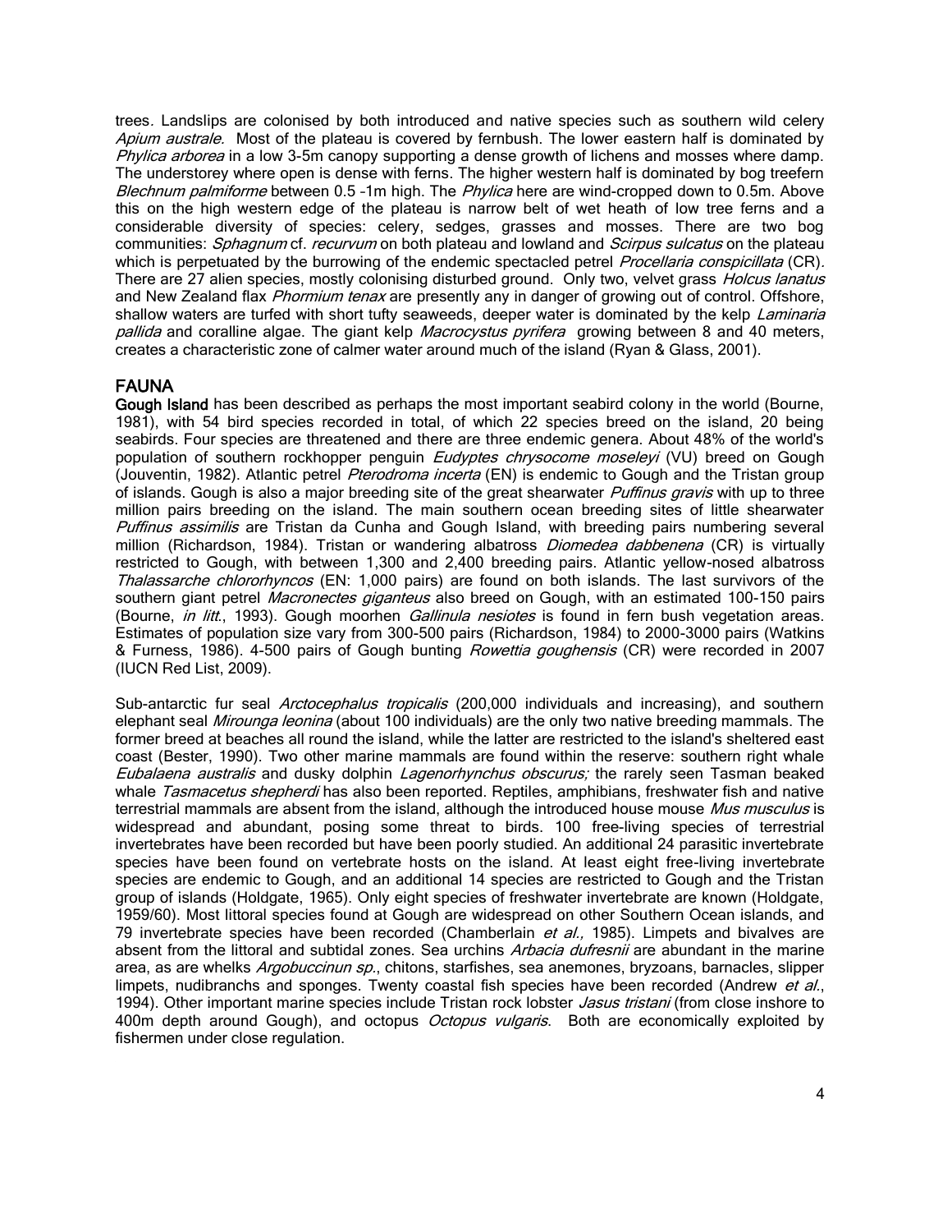trees. Landslips are colonised by both introduced and native species such as southern wild celery *Apium australe.* Most of the plateau is covered by fernbush. The lower eastern half is dominated by *Phylica arborea* in a low 3-5m canopy supporting a dense growth of lichens and mosses where damp. The understorey where open is dense with ferns. The higher western half is dominated by bog treefern *Blechnum palmiforme* between 0.5 –1m high. The *Phylica* here are wind-cropped down to 0.5m. Above this on the high western edge of the plateau is narrow belt of wet heath of low tree ferns and a considerable diversity of species: celery, sedges, grasses and mosses. There are two bog communities: *Sphagnum* cf. *recurvum* on both plateau and lowland and *Scirpus sulcatus* on the plateau which is perpetuated by the burrowing of the endemic spectacled petrel *Procellaria conspicillata* (CR). There are 27 alien species, mostly colonising disturbed ground. Only two, velvet grass *Holcus lanatus* and New Zealand flax *Phormium tenax* are presently any in danger of growing out of control. Offshore, shallow waters are turfed with short tufty seaweeds, deeper water is dominated by the kelp *Laminaria pallida* and coralline algae. The giant kelp *Macrocystus pyrifera* growing between 8 and 40 meters, creates a characteristic zone of calmer water around much of the island (Ryan & Glass, 2001).

## FAUNA

**Gough Island** has been described as perhaps the most important seabird colony in the world (Bourne, 1981), with 54 bird species recorded in total, of which 22 species breed on the island, 20 being seabirds. Four species are threatened and there are three endemic genera. About 48% of the world's population of southern rockhopper penguin *Eudyptes chrysocome moseleyi* (VU) breed on Gough (Jouventin, 1982). Atlantic petrel *Pterodroma incerta* (EN) is endemic to Gough and the Tristan group of islands. Gough is also a major breeding site of the great shearwater *Puffinus gravis* with up to three million pairs breeding on the island. The main southern ocean breeding sites of little shearwater *Puffinus assimilis* are Tristan da Cunha and Gough Island, with breeding pairs numbering several million (Richardson, 1984). Tristan or wandering albatross *Diomedea dabbenena* (CR) is virtually restricted to Gough, with between 1,300 and 2,400 breeding pairs. Atlantic yellow-nosed albatross *Thalassarche chlororhyncos* (EN: 1,000 pairs) are found on both islands. The last survivors of the southern giant petrel *Macronectes giganteus* also breed on Gough, with an estimated 100-150 pairs (Bourne, *in litt.*, 1993). Gough moorhen *Gallinula nesiotes* is found in fern bush vegetation areas. Estimates of population size vary from 300-500 pairs (Richardson, 1984) to 2000-3000 pairs (Watkins & Furness, 1986). 4-500 pairs of Gough bunting *Rowettia goughensis* (CR) were recorded in 2007 (IUCN Red List, 2009).

Sub-antarctic fur seal *Arctocephalus tropicalis* (200,000 individuals and increasing), and southern elephant seal *Mirounga leonina* (about 100 individuals) are the only two native breeding mammals. The former breed at beaches all round the island, while the latter are restricted to the island's sheltered east coast (Bester, 1990). Two other marine mammals are found within the reserve: southern right whale *Eubalaena australis* and dusky dolphin *Lagenorhynchus obscurus;* the rarely seen Tasman beaked whale *Tasmacetus shepherdi* has also been reported. Reptiles, amphibians, freshwater fish and native terrestrial mammals are absent from the island, although the introduced house mouse *Mus musculus* is widespread and abundant, posing some threat to birds. 100 free-living species of terrestrial invertebrates have been recorded but have been poorly studied. An additional 24 parasitic invertebrate species have been found on vertebrate hosts on the island. At least eight free-living invertebrate species are endemic to Gough, and an additional 14 species are restricted to Gough and the Tristan group of islands (Holdgate, 1965). Only eight species of freshwater invertebrate are known (Holdgate, 1959/60). Most littoral species found at Gough are widespread on other Southern Ocean islands, and 79 invertebrate species have been recorded (Chamberlain *et al.,* 1985). Limpets and bivalves are absent from the littoral and subtidal zones. Sea urchins *Arbacia dufresnii* are abundant in the marine area, as are whelks *Argobuccinun sp.*, chitons, starfishes, sea anemones, bryozoans, barnacles, slipper limpets, nudibranchs and sponges. Twenty coastal fish species have been recorded (Andrew *et al.*, 1994). Other important marine species include Tristan rock lobster *Jasus tristani* (from close inshore to 400m depth around Gough), and octopus *Octopus vulgaris*. Both are economically exploited by fishermen under close regulation.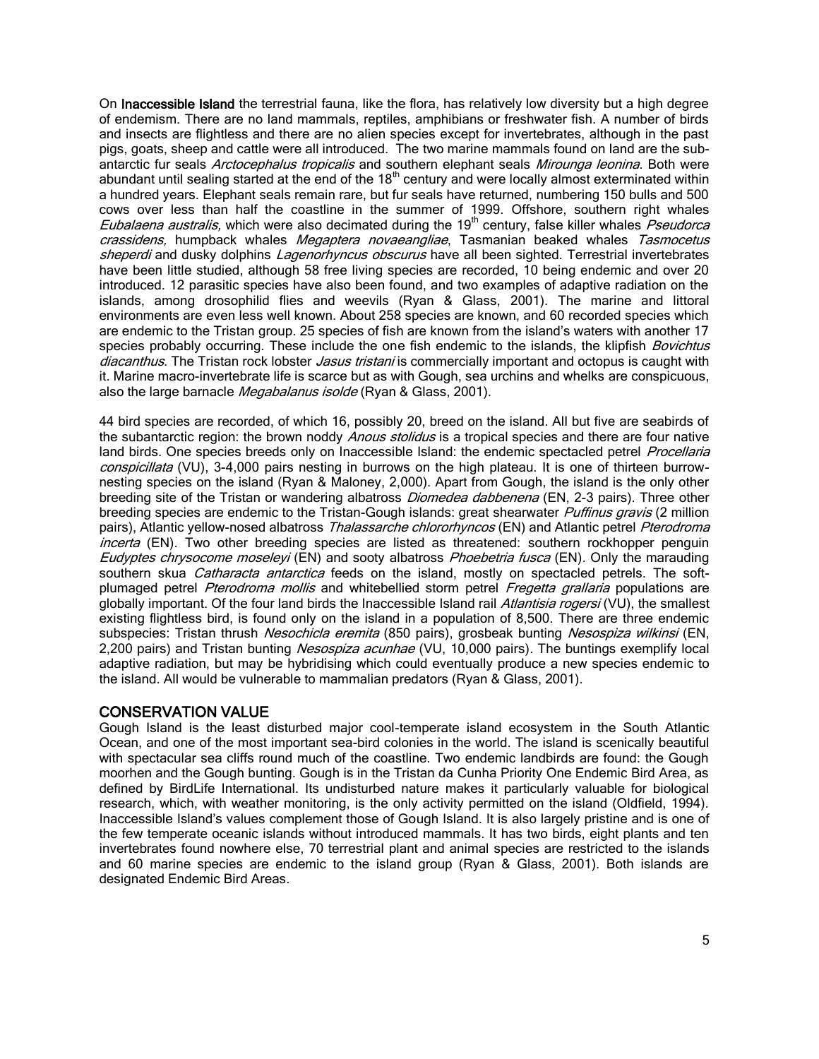On **Inaccessible Island** the terrestrial fauna, like the flora, has relatively low diversity but a high degree of endemism. There are no land mammals, reptiles, amphibians or freshwater fish. A number of birds and insects are flightless and there are no alien species except for invertebrates, although in the past pigs, goats, sheep and cattle were all introduced. The two marine mammals found on land are the sub-antarctic fur seals *Arctocephalus tropicalis* and southern elephant seals *Mirounga leonina*. Both were abundant until sealing started at the end of the 18th century and were locally almost exterminated within a hundred years. Elephant seals remain rare, but fur seals have returned, numbering 150 bulls and 500 cows over less than half the coastline in the summer of 1999. Offshore, southern right whales *Eubalaena australis,* which were also decimated during the 19th century, false killer whales *Pseudorca crassidens,* humpback whales *Megaptera novaeangliae*, Tasmanian beaked whales *Tasmocetus sheperdi* and dusky dolphins *Lagenorhyncus obscurus* have all been sighted. Terrestrial invertebrates have been little studied, although 58 free living species are recorded, 10 being endemic and over 20 introduced. 12 parasitic species have also been found, and two examples of adaptive radiation on the islands, among drosophilid flies and weevils (Ryan & Glass, 2001). The marine and littoral environments are even less well known. About 258 species are known, and 60 recorded species which are endemic to the Tristan group. 25 species of fish are known from the island's waters with another 17 species probably occurring. These include the one fish endemic to the islands, the klipfish *Bovichtus diacanthus*. The Tristan rock lobster *Jasus tristani* is commercially important and octopus is caught with it. Marine macro-invertebrate life is scarce but as with Gough, sea urchins and whelks are conspicuous, also the large barnacle *Megabalanus isolde* (Ryan & Glass, 2001).

44 bird species are recorded, of which 16, possibly 20, breed on the island. All but five are seabirds of the subantarctic region: the brown noddy *Anous stolidus* is a tropical species and there are four native land birds. One species breeds only on Inaccessible Island: the endemic spectacled petrel *Procellaria conspicillata* (VU), 3-4,000 pairs nesting in burrows on the high plateau. It is one of thirteen burrow-nesting species on the island (Ryan & Maloney, 2,000). Apart from Gough, the island is the only other breeding site of the Tristan or wandering albatross *Diomedea dabbenena* (EN, 2-3 pairs). Three other breeding species are endemic to the Tristan-Gough islands: great shearwater *Puffinus gravis* (2 million pairs), Atlantic yellow-nosed albatross *Thalassarche chlororhyncos* (EN) and Atlantic petrel *Pterodroma incerta* (EN). Two other breeding species are listed as threatened: southern rockhopper penguin *Eudyptes chrysocome moseleyi* (EN) and sooty albatross *Phoebetria fusca* (EN). Only the marauding southern skua *Catharacta antarctica* feeds on the island, mostly on spectacled petrels. The soft-plumaged petrel *Pterodroma mollis* and whitebellied storm petrel *Fregetta grallaria* populations are globally important. Of the four land birds the Inaccessible Island rail *Atlantisia rogersi* (VU), the smallest existing flightless bird, is found only on the island in a population of 8,500. There are three endemic subspecies: Tristan thrush *Nesochicla eremita* (850 pairs), grosbeak bunting *Nesospiza wilkinsi* (EN, 2,200 pairs) and Tristan bunting *Nesospiza acunhae* (VU, 10,000 pairs). The buntings exemplify local adaptive radiation, but may be hybridising which could eventually produce a new species endemic to the island. All would be vulnerable to mammalian predators (Ryan & Glass, 2001).

## CONSERVATION VALUE

Gough Island is the least disturbed major cool-temperate island ecosystem in the South Atlantic Ocean, and one of the most important sea-bird colonies in the world. The island is scenically beautiful with spectacular sea cliffs round much of the coastline. Two endemic landbirds are found: the Gough moorhen and the Gough bunting. Gough is in the Tristan da Cunha Priority One Endemic Bird Area, as defined by BirdLife International. Its undisturbed nature makes it particularly valuable for biological research, which, with weather monitoring, is the only activity permitted on the island (Oldfield, 1994). Inaccessible Island's values complement those of Gough Island. It is also largely pristine and is one of the few temperate oceanic islands without introduced mammals. It has two birds, eight plants and ten invertebrates found nowhere else, 70 terrestrial plant and animal species are restricted to the islands and 60 marine species are endemic to the island group (Ryan & Glass, 2001). Both islands are designated Endemic Bird Areas.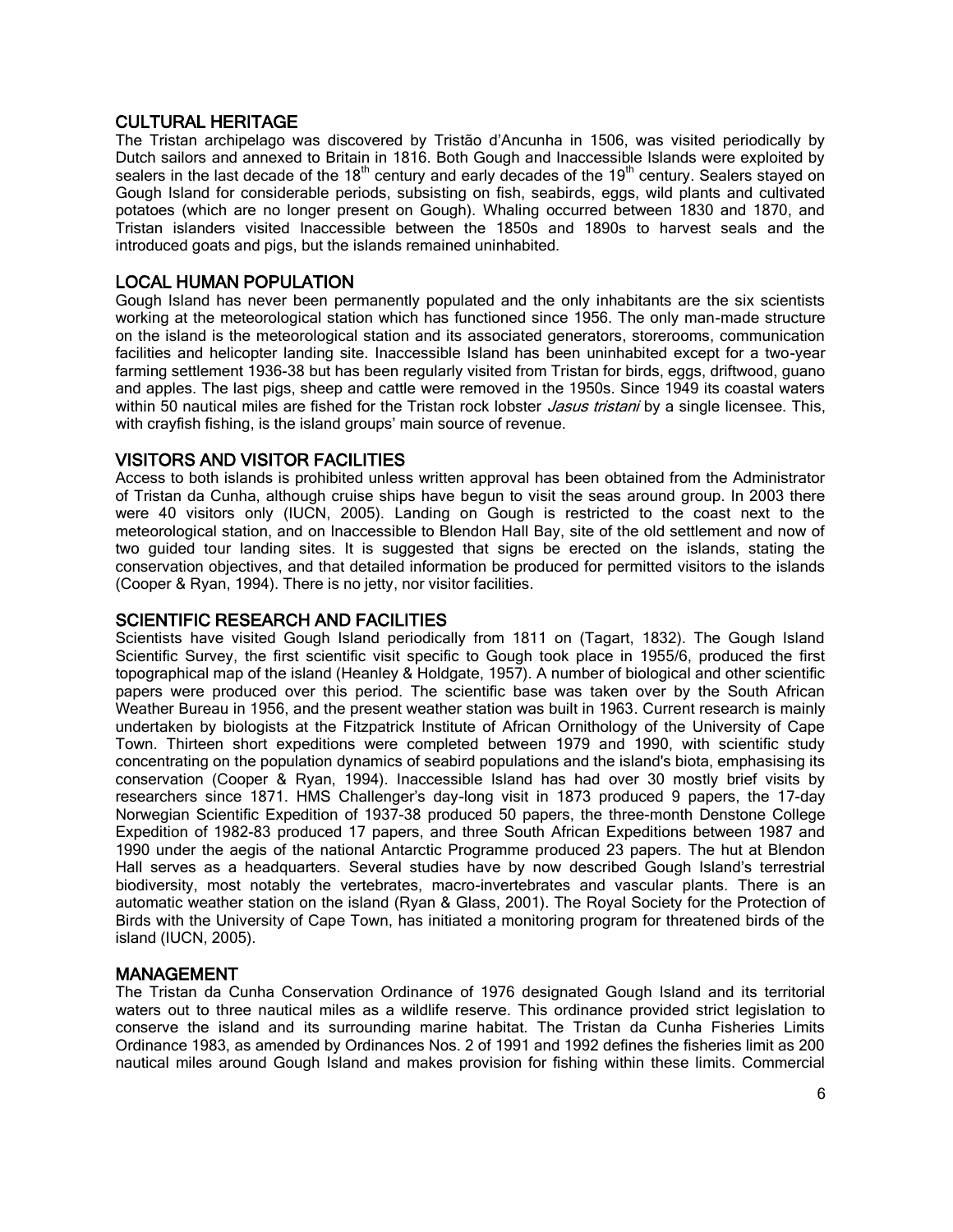## CULTURAL HERITAGE

The Tristan archipelago was discovered by Tristão d'Ancunha in 1506, was visited periodically by Dutch sailors and annexed to Britain in 1816. Both Gough and Inaccessible Islands were exploited by sealers in the last decade of the 18th century and early decades of the 19th century. Sealers stayed on Gough Island for considerable periods, subsisting on fish, seabirds, eggs, wild plants and cultivated potatoes (which are no longer present on Gough). Whaling occurred between 1830 and 1870, and Tristan islanders visited Inaccessible between the 1850s and 1890s to harvest seals and the introduced goats and pigs, but the islands remained uninhabited.

## LOCAL HUMAN POPULATION

Gough Island has never been permanently populated and the only inhabitants are the six scientists working at the meteorological station which has functioned since 1956. The only man-made structure on the island is the meteorological station and its associated generators, storerooms, communication facilities and helicopter landing site. Inaccessible Island has been uninhabited except for a two-year farming settlement 1936-38 but has been regularly visited from Tristan for birds, eggs, driftwood, guano and apples. The last pigs, sheep and cattle were removed in the 1950s. Since 1949 its coastal waters within 50 nautical miles are fished for the Tristan rock lobster *Jasus tristani* by a single licensee. This, with crayfish fishing, is the island groups' main source of revenue.

## VISITORS AND VISITOR FACILITIES

Access to both islands is prohibited unless written approval has been obtained from the Administrator of Tristan da Cunha, although cruise ships have begun to visit the seas around group. In 2003 there were 40 visitors only (IUCN, 2005). Landing on Gough is restricted to the coast next to the meteorological station, and on Inaccessible to Blendon Hall Bay, site of the old settlement and now of two guided tour landing sites. It is suggested that signs be erected on the islands, stating the conservation objectives, and that detailed information be produced for permitted visitors to the islands (Cooper & Ryan, 1994). There is no jetty, nor visitor facilities.

## SCIENTIFIC RESEARCH AND FACILITIES

Scientists have visited Gough Island periodically from 1811 on (Tagart, 1832). The Gough Island Scientific Survey, the first scientific visit specific to Gough took place in 1955/6, produced the first topographical map of the island (Heanley & Holdgate, 1957). A number of biological and other scientific papers were produced over this period. The scientific base was taken over by the South African Weather Bureau in 1956, and the present weather station was built in 1963. Current research is mainly undertaken by biologists at the Fitzpatrick Institute of African Ornithology of the University of Cape Town. Thirteen short expeditions were completed between 1979 and 1990, with scientific study concentrating on the population dynamics of seabird populations and the island's biota, emphasising its conservation (Cooper & Ryan, 1994). Inaccessible Island has had over 30 mostly brief visits by researchers since 1871. HMS Challenger's day-long visit in 1873 produced 9 papers, the 17-day Norwegian Scientific Expedition of 1937-38 produced 50 papers, the three-month Denstone College Expedition of 1982-83 produced 17 papers, and three South African Expeditions between 1987 and 1990 under the aegis of the national Antarctic Programme produced 23 papers. The hut at Blendon Hall serves as a headquarters. Several studies have by now described Gough Island's terrestrial biodiversity, most notably the vertebrates, macro-invertebrates and vascular plants. There is an automatic weather station on the island (Ryan & Glass, 2001). The Royal Society for the Protection of Birds with the University of Cape Town, has initiated a monitoring program for threatened birds of the island (IUCN, 2005).

## MANAGEMENT

The Tristan da Cunha Conservation Ordinance of 1976 designated Gough Island and its territorial waters out to three nautical miles as a wildlife reserve. This ordinance provided strict legislation to conserve the island and its surrounding marine habitat. The Tristan da Cunha Fisheries Limits Ordinance 1983, as amended by Ordinances Nos. 2 of 1991 and 1992 defines the fisheries limit as 200 nautical miles around Gough Island and makes provision for fishing within these limits. Commercial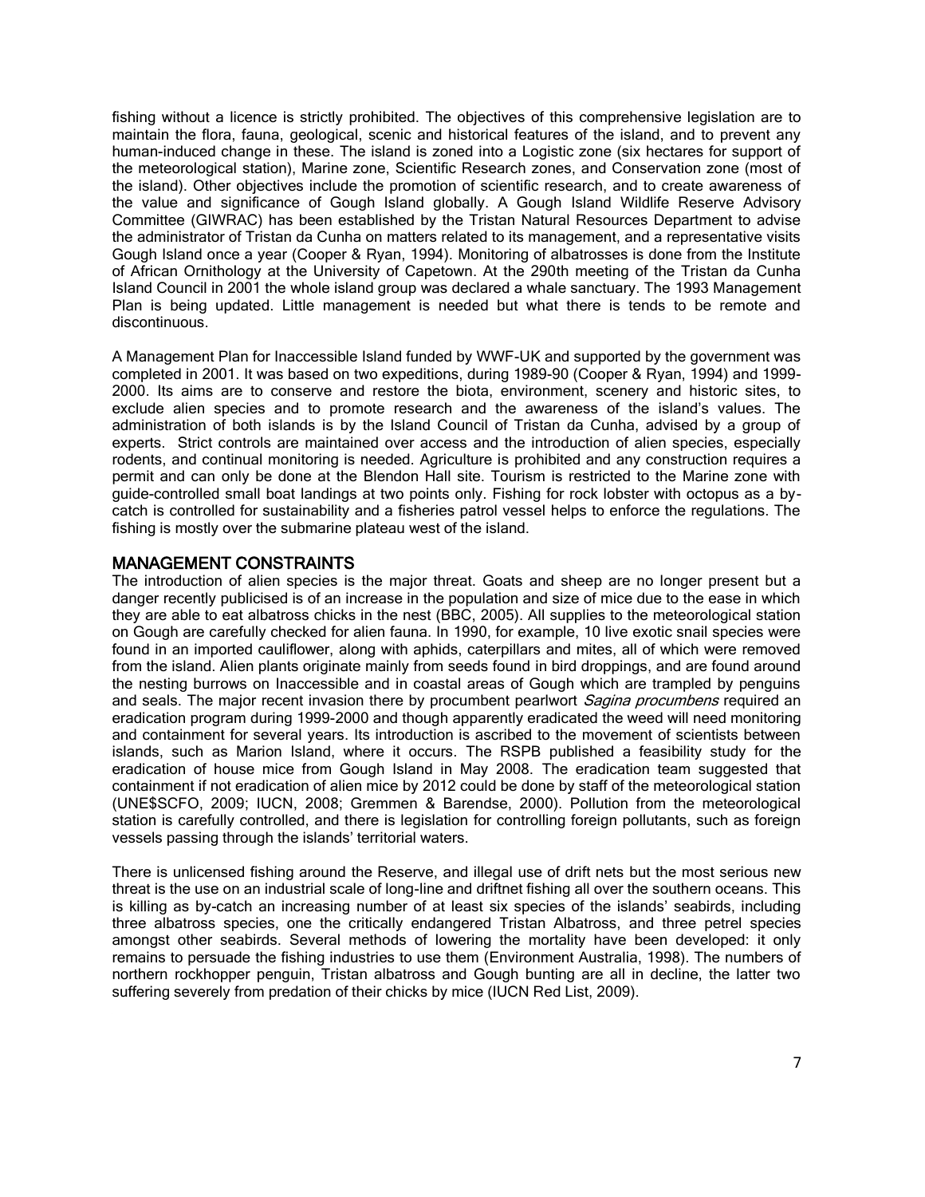fishing without a licence is strictly prohibited. The objectives of this comprehensive legislation are to maintain the flora, fauna, geological, scenic and historical features of the island, and to prevent any human-induced change in these. The island is zoned into a Logistic zone (six hectares for support of the meteorological station), Marine zone, Scientific Research zones, and Conservation zone (most of the island). Other objectives include the promotion of scientific research, and to create awareness of the value and significance of Gough Island globally. A Gough Island Wildlife Reserve Advisory Committee (GIWRAC) has been established by the Tristan Natural Resources Department to advise the administrator of Tristan da Cunha on matters related to its management, and a representative visits Gough Island once a year (Cooper & Ryan, 1994). Monitoring of albatrosses is done from the Institute of African Ornithology at the University of Capetown. At the 290th meeting of the Tristan da Cunha Island Council in 2001 the whole island group was declared a whale sanctuary. The 1993 Management Plan is being updated. Little management is needed but what there is tends to be remote and discontinuous.

A Management Plan for Inaccessible Island funded by WWF-UK and supported by the government was completed in 2001. It was based on two expeditions, during 1989-90 (Cooper & Ryan, 1994) and 1999-2000. Its aims are to conserve and restore the biota, environment, scenery and historic sites, to exclude alien species and to promote research and the awareness of the island's values. The administration of both islands is by the Island Council of Tristan da Cunha, advised by a group of experts. Strict controls are maintained over access and the introduction of alien species, especially rodents, and continual monitoring is needed. Agriculture is prohibited and any construction requires a permit and can only be done at the Blendon Hall site. Tourism is restricted to the Marine zone with guide-controlled small boat landings at two points only. Fishing for rock lobster with octopus as a by-catch is controlled for sustainability and a fisheries patrol vessel helps to enforce the regulations. The fishing is mostly over the submarine plateau west of the island.

## MANAGEMENT CONSTRAINTS

The introduction of alien species is the major threat. Goats and sheep are no longer present but a danger recently publicised is of an increase in the population and size of mice due to the ease in which they are able to eat albatross chicks in the nest (BBC, 2005). All supplies to the meteorological station on Gough are carefully checked for alien fauna. In 1990, for example, 10 live exotic snail species were found in an imported cauliflower, along with aphids, caterpillars and mites, all of which were removed from the island. Alien plants originate mainly from seeds found in bird droppings, and are found around the nesting burrows on Inaccessible and in coastal areas of Gough which are trampled by penguins and seals. The major recent invasion there by procumbent pearlwort *Sagina procumbens* required an eradication program during 1999-2000 and though apparently eradicated the weed will need monitoring and containment for several years. Its introduction is ascribed to the movement of scientists between islands, such as Marion Island, where it occurs. The RSPB published a feasibility study for the eradication of house mice from Gough Island in May 2008. The eradication team suggested that containment if not eradication of alien mice by 2012 could be done by staff of the meteorological station (UNE$SCFO, 2009; IUCN, 2008; Gremmen & Barendse, 2000). Pollution from the meteorological station is carefully controlled, and there is legislation for controlling foreign pollutants, such as foreign vessels passing through the islands' territorial waters.

There is unlicensed fishing around the Reserve, and illegal use of drift nets but the most serious new threat is the use on an industrial scale of long-line and driftnet fishing all over the southern oceans. This is killing as by-catch an increasing number of at least six species of the islands' seabirds, including three albatross species, one the critically endangered Tristan Albatross, and three petrel species amongst other seabirds. Several methods of lowering the mortality have been developed: it only remains to persuade the fishing industries to use them (Environment Australia, 1998). The numbers of northern rockhopper penguin, Tristan albatross and Gough bunting are all in decline, the latter two suffering severely from predation of their chicks by mice (IUCN Red List, 2009).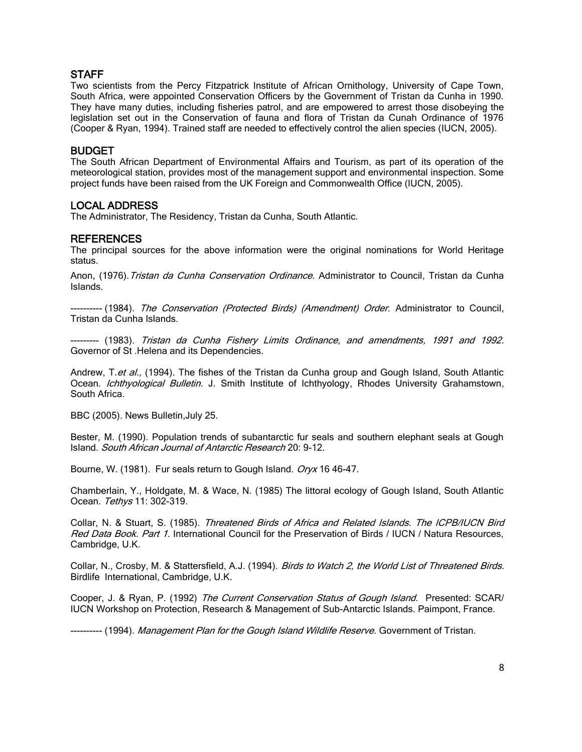## STAFF

Two scientists from the Percy Fitzpatrick Institute of African Ornithology, University of Cape Town, South Africa, were appointed Conservation Officers by the Government of Tristan da Cunha in 1990. They have many duties, including fisheries patrol, and are empowered to arrest those disobeying the legislation set out in the Conservation of fauna and flora of Tristan da Cunah Ordinance of 1976 (Cooper & Ryan, 1994). Trained staff are needed to effectively control the alien species (IUCN, 2005).

## BUDGET

The South African Department of Environmental Affairs and Tourism, as part of its operation of the meteorological station, provides most of the management support and environmental inspection. Some project funds have been raised from the UK Foreign and Commonwealth Office (IUCN, 2005).

## LOCAL ADDRESS

The Administrator, The Residency, Tristan da Cunha, South Atlantic.

## REFERENCES

The principal sources for the above information were the original nominations for World Heritage status.

Anon, (1976). *Tristan da Cunha Conservation Ordinance*. Administrator to Council, Tristan da Cunha Islands.

---------- (1984). *The Conservation (Protected Birds) (Amendment) Order.* Administrator to Council, Tristan da Cunha Islands.

--------- (1983). *Tristan da Cunha Fishery Limits Ordinance, and amendments, 1991 and 1992*. Governor of St .Helena and its Dependencies.

Andrew, T. *et al.,* (1994). The fishes of the Tristan da Cunha group and Gough Island, South Atlantic Ocean. *Ichthyological Bulletin*. J. Smith Institute of Ichthyology, Rhodes University Grahamstown*,* South Africa.

BBC (2005). News Bulletin,July 25.

Bester, M. (1990). Population trends of subantarctic fur seals and southern elephant seals at Gough Island. *South African Journal of Antarctic Research* 20: 9-12.

Bourne, W. (1981). Fur seals return to Gough Island. *Oryx* 16 46-47.

Chamberlain, Y., Holdgate, M. & Wace, N. (1985) The littoral ecology of Gough Island, South Atlantic Ocean. *Tethys* 11: 302-319.

Collar, N. & Stuart, S. (1985). *Threatened Birds of Africa and Related Islands. The ICPB/IUCN Bird Red Data Book. Part 1.* International Council for the Preservation of Birds / IUCN / Natura Resources, Cambridge, U.K.

Collar, N., Crosby, M. & Stattersfield, A.J. (1994). *Birds to Watch 2, the World List of Threatened Birds.* Birdlife International, Cambridge, U.K.

Cooper, J. & Ryan, P. (1992) *The Current Conservation Status of Gough Island*. Presented: SCAR/ IUCN Workshop on Protection, Research & Management of Sub-Antarctic Islands. Paimpont, France.

---------- (1994). *Management Plan for the Gough Island Wildlife Reserve.* Government of Tristan.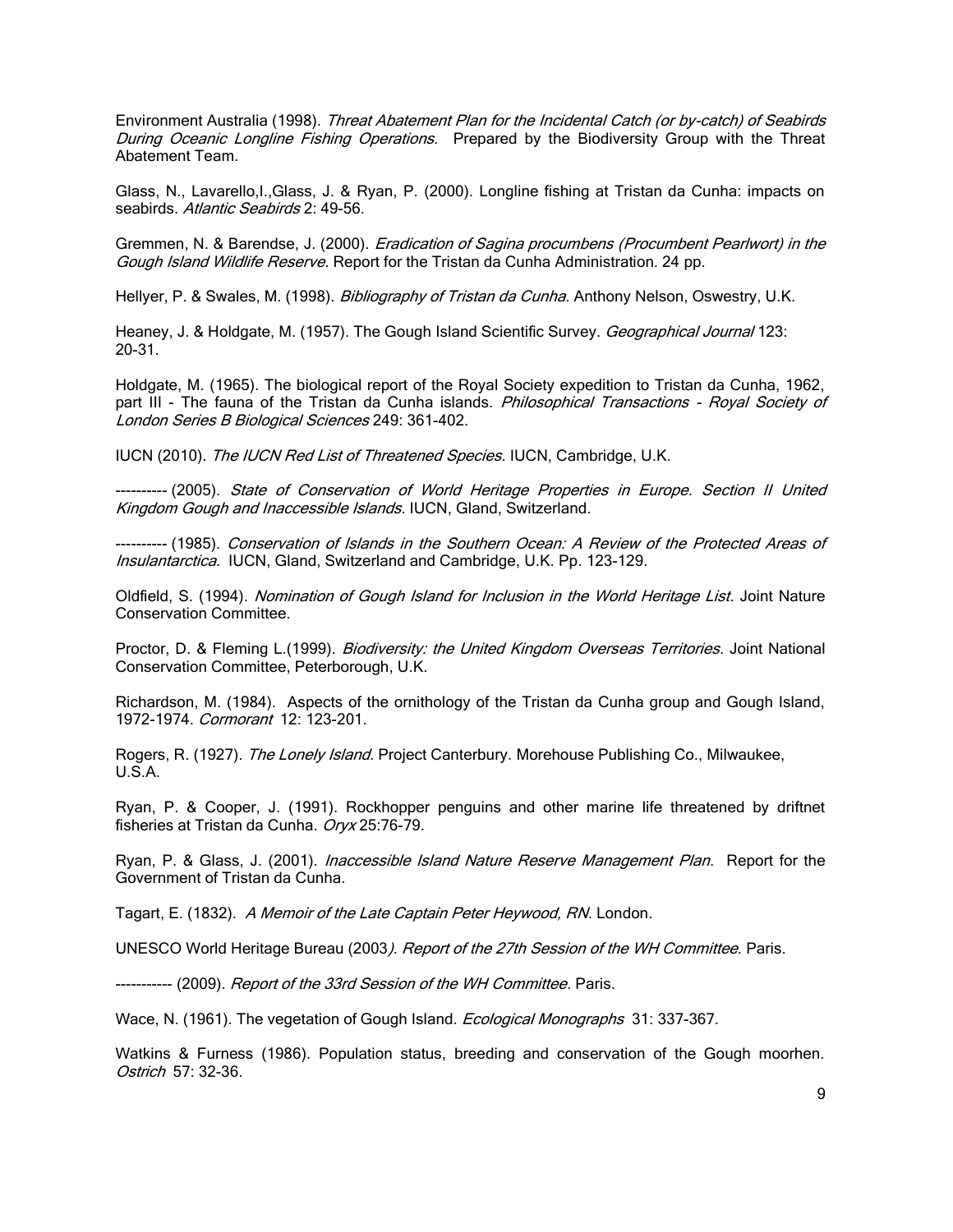Environment Australia (1998). *Threat Abatement Plan for the Incidental Catch (or by-catch) of Seabirds During Oceanic Longline Fishing Operations.* Prepared by the Biodiversity Group with the Threat Abatement Team.

Glass, N., Lavarello,I.,Glass, J. & Ryan, P. (2000). Longline fishing at Tristan da Cunha: impacts on seabirds. *Atlantic Seabirds* 2: 49-56.

Gremmen, N. & Barendse, J. (2000). *Eradication of Sagina procumbens (Procumbent Pearlwort) in the Gough Island Wildlife Reserve.* Report for the Tristan da Cunha Administration. 24 pp.

Hellyer, P. & Swales, M. (1998). *Bibliography of Tristan da Cunha*. Anthony Nelson, Oswestry, U.K.

Heaney, J. & Holdgate, M. (1957). The Gough Island Scientific Survey. *Geographical Journal* 123: 20-31.

Holdgate, M. (1965). The biological report of the Royal Society expedition to Tristan da Cunha, 1962, part III - The fauna of the Tristan da Cunha islands. *Philosophical Transactions - Royal Society of London Series B Biological Sciences* 249: 361-402.

IUCN (2010). *The IUCN Red List of Threatened Species*. IUCN, Cambridge, U.K.

---------- (2005). *State of Conservation of World Heritage Properties in Europe. Section II United Kingdom Gough and Inaccessible Islands*. IUCN, Gland, Switzerland.

---------- (1985). *Conservation of Islands in the Southern Ocean: A Review of the Protected Areas of Insulantarctica.* IUCN, Gland, Switzerland and Cambridge, U.K. Pp. 123-129.

Oldfield, S. (1994). *Nomination of Gough Island for Inclusion in the World Heritage List*. Joint Nature Conservation Committee.

Proctor, D. & Fleming L.(1999). *Biodiversity: the United Kingdom Overseas Territories*. Joint National Conservation Committee, Peterborough, U.K.

Richardson, M. (1984). Aspects of the ornithology of the Tristan da Cunha group and Gough Island, 1972-1974. *Cormorant* 12: 123-201.

Rogers, R. (1927). *The Lonely Island.* Project Canterbury. Morehouse Publishing Co., Milwaukee, U.S.A.

Ryan, P. & Cooper, J. (1991). Rockhopper penguins and other marine life threatened by driftnet fisheries at Tristan da Cunha. *Oryx* 25:76-79.

Ryan, P. & Glass, J. (2001). *Inaccessible Island Nature Reserve Management Plan*. Report for the Government of Tristan da Cunha.

Tagart, E. (1832). *A Memoir of the Late Captain Peter Heywood, RN*. London.

UNESCO World Heritage Bureau (2003*). Report of the 27th Session of the WH Committee*. Paris.

----------- (2009). *Report of the 33rd Session of the WH Committee*. Paris.

Wace, N. (1961). The vegetation of Gough Island. *Ecological Monographs* 31: 337-367.

Watkins & Furness (1986). Population status, breeding and conservation of the Gough moorhen. *Ostrich* 57: 32-36.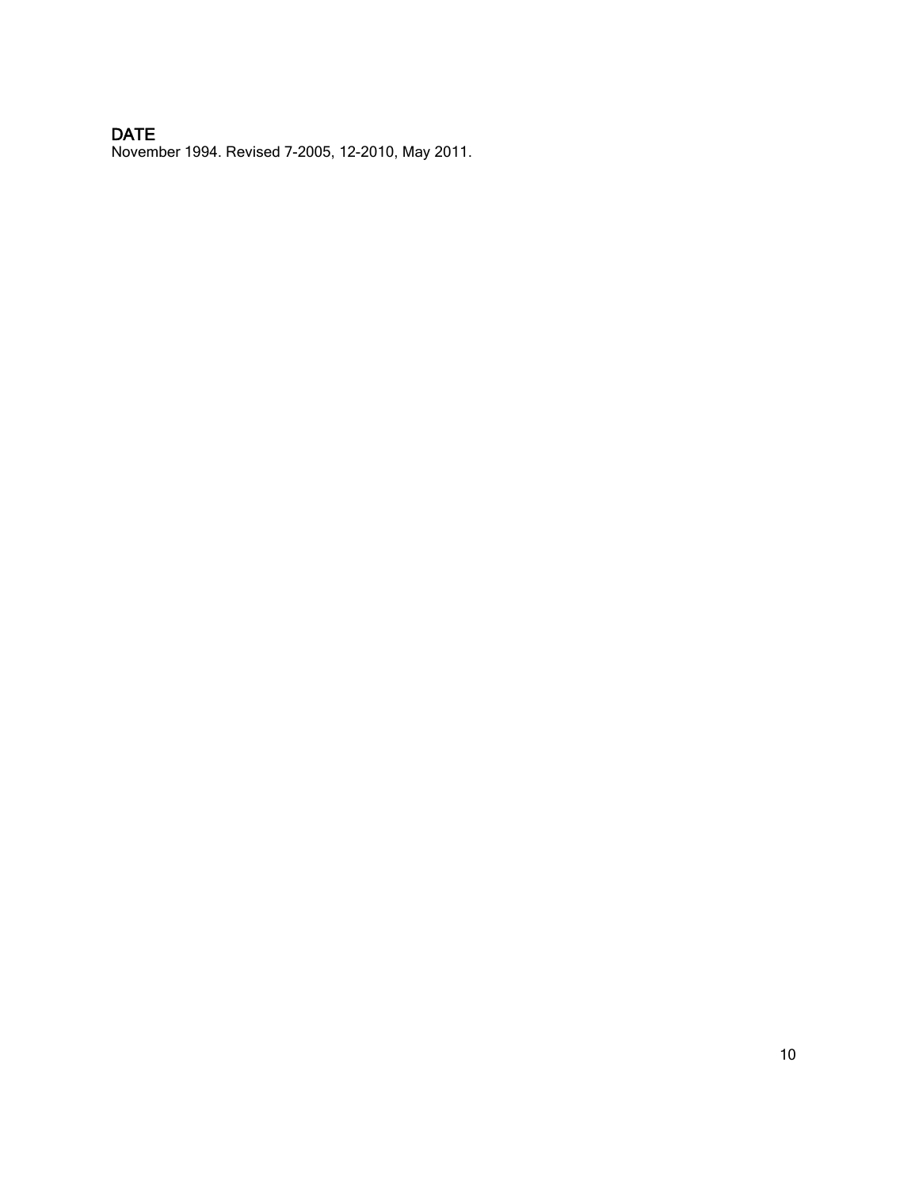## DATE

November 1994. Revised 7-2005, 12-2010, May 2011.